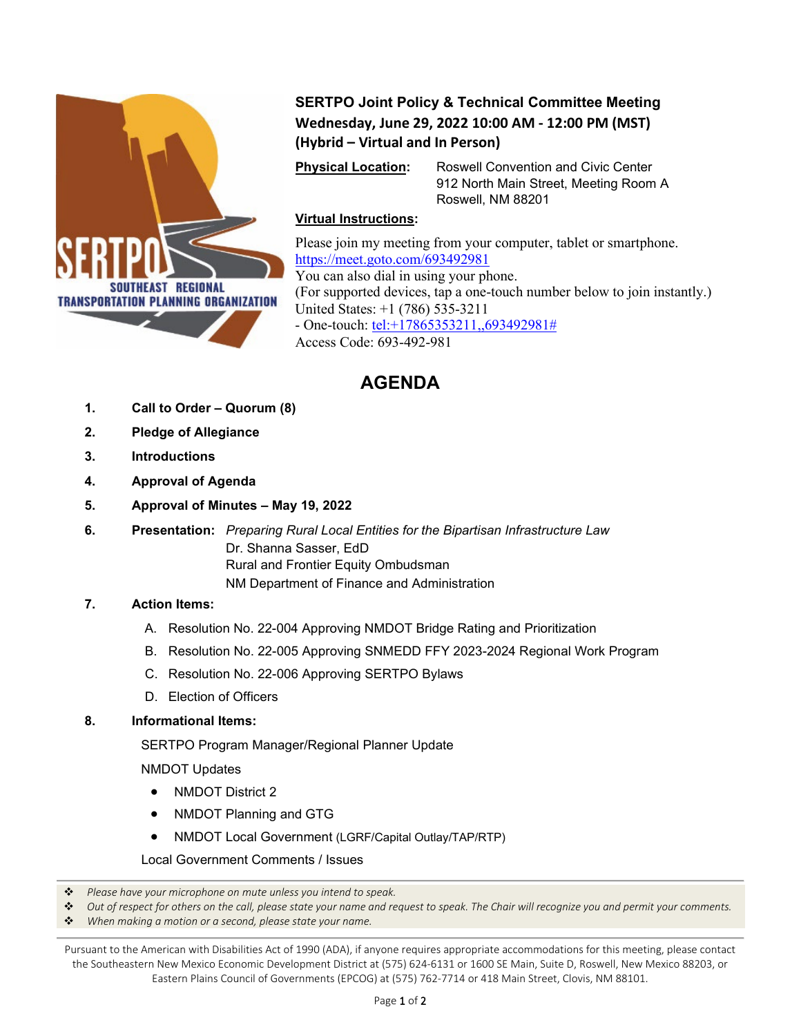**SERTPO Joint Policy & Technical Committee Meeting**
**Wednesday, June 29, 2022 10:00 AM - 12:00 PM (MST)**
**(Hybrid – Virtual and In Person)**

**Physical Location:** Roswell Convention and Civic Center
912 North Main Street, Meeting Room A
Roswell, NM 88201

**Virtual Instructions:**

Please join my meeting from your computer, tablet or smartphone.
https://meet.goto.com/693492981
You can also dial in using your phone.
(For supported devices, tap a one-touch number below to join instantly.)
United States: +1 (786) 535-3211
- One-touch: tel:+17865353211,,693492981#
Access Code: 693-492-981

# AGENDA

1. **Call to Order – Quorum (8)**
2. **Pledge of Allegiance**
3. **Introductions**
4. **Approval of Agenda**
5. **Approval of Minutes – May 19, 2022**
6. **Presentation:** *Preparing Rural Local Entities for the Bipartisan Infrastructure Law*
   Dr. Shanna Sasser, EdD
   Rural and Frontier Equity Ombudsman
   NM Department of Finance and Administration
7. **Action Items:**
   A. Resolution No. 22-004 Approving NMDOT Bridge Rating and Prioritization
   B. Resolution No. 22-005 Approving SNMEDD FFY 2023-2024 Regional Work Program
   C. Resolution No. 22-006 Approving SERTPO Bylaws
   D. Election of Officers
8. **Informational Items:**

   SERTPO Program Manager/Regional Planner Update

   NMDOT Updates
   - NMDOT District 2
   - NMDOT Planning and GTG
   - NMDOT Local Government (LGRF/Capital Outlay/TAP/RTP)

   Local Government Comments / Issues

- *Please have your microphone on mute unless you intend to speak.*
- *Out of respect for others on the call, please state your name and request to speak. The Chair will recognize you and permit your comments.*
- *When making a motion or a second, please state your name.*

Pursuant to the American with Disabilities Act of 1990 (ADA), if anyone requires appropriate accommodations for this meeting, please contact the Southeastern New Mexico Economic Development District at (575) 624-6131 or 1600 SE Main, Suite D, Roswell, New Mexico 88203, or Eastern Plains Council of Governments (EPCOG) at (575) 762-7714 or 418 Main Street, Clovis, NM 88101.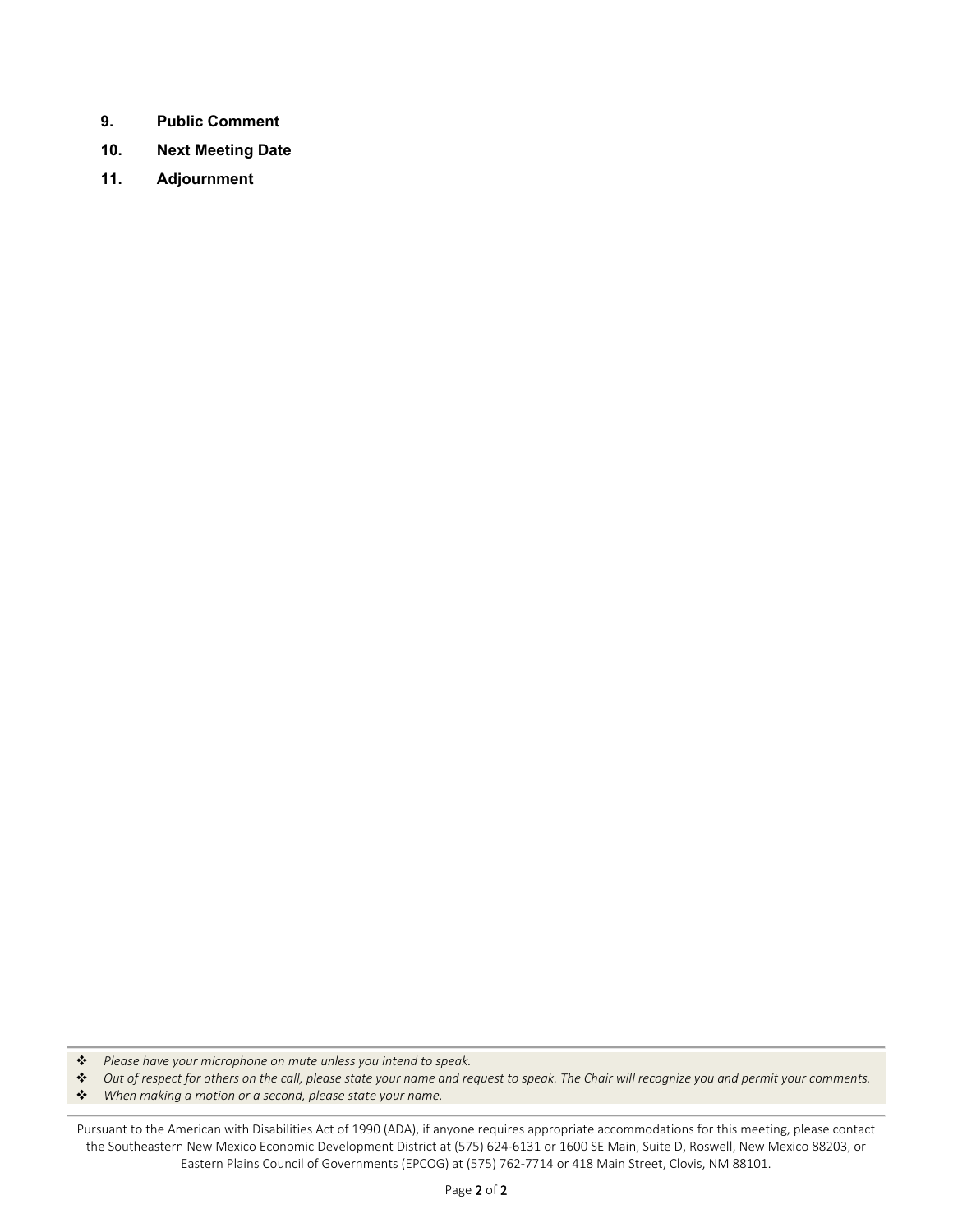9. **Public Comment**

10. **Next Meeting Date**

11. **Adjournment**

- *Please have your microphone on mute unless you intend to speak.*
- *Out of respect for others on the call, please state your name and request to speak. The Chair will recognize you and permit your comments.*
- *When making a motion or a second, please state your name.*

Pursuant to the American with Disabilities Act of 1990 (ADA), if anyone requires appropriate accommodations for this meeting, please contact the Southeastern New Mexico Economic Development District at (575) 624-6131 or 1600 SE Main, Suite D, Roswell, New Mexico 88203, or Eastern Plains Council of Governments (EPCOG) at (575) 762-7714 or 418 Main Street, Clovis, NM 88101.